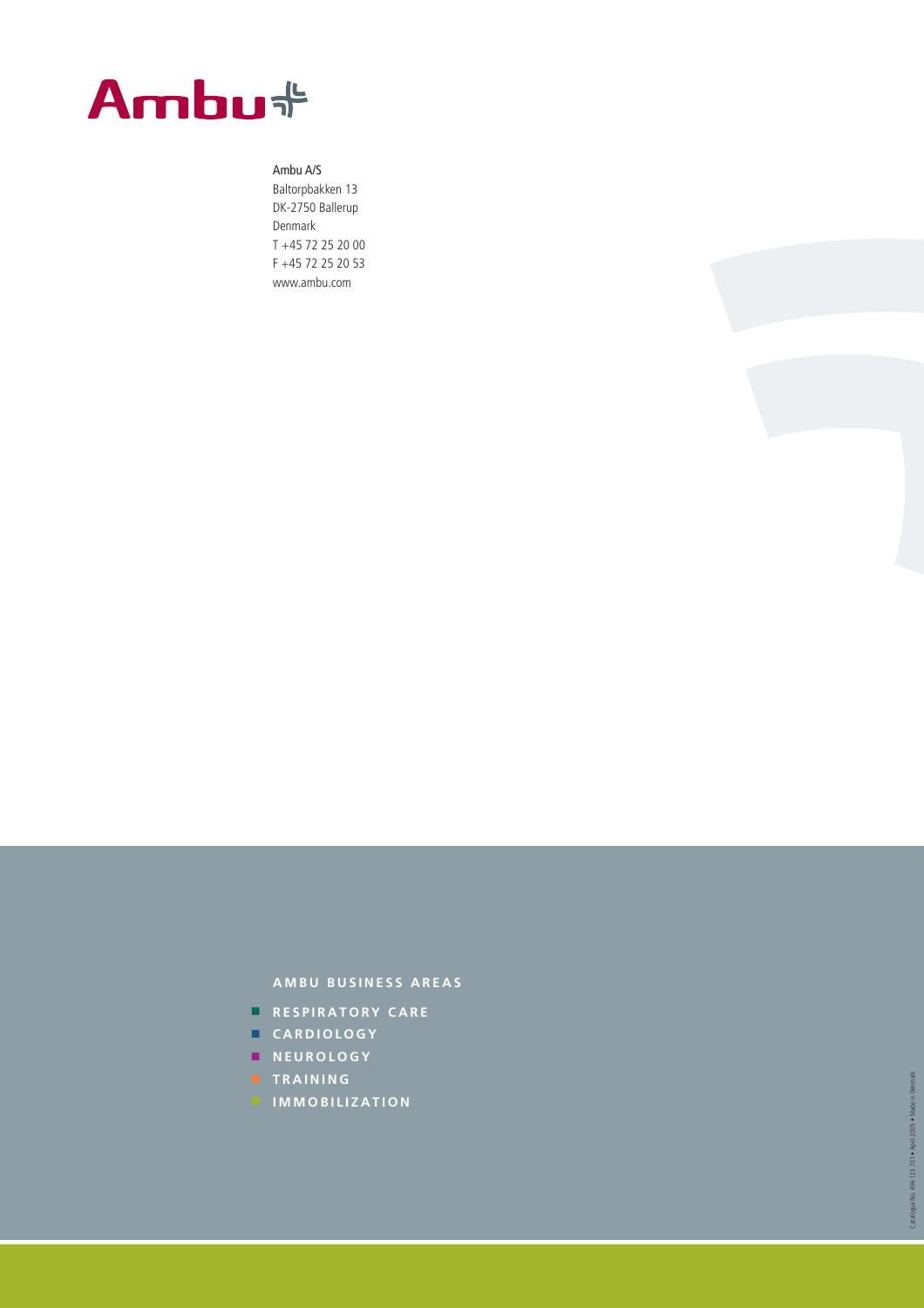Ambu

Ambu A/S
Baltorpbakken 13
DK-2750 Ballerup
Denmark
T +45 72 25 20 00
F +45 72 25 20 53
www.ambu.com

**AMBU BUSINESS AREAS**

- **RESPIRATORY CARE**
- **CARDIOLOGY**
- **NEUROLOGY**
- **TRAINING**
- **IMMOBILIZATION**

Catalogue No. 496 123 701 • April 2005 • Made in Denmark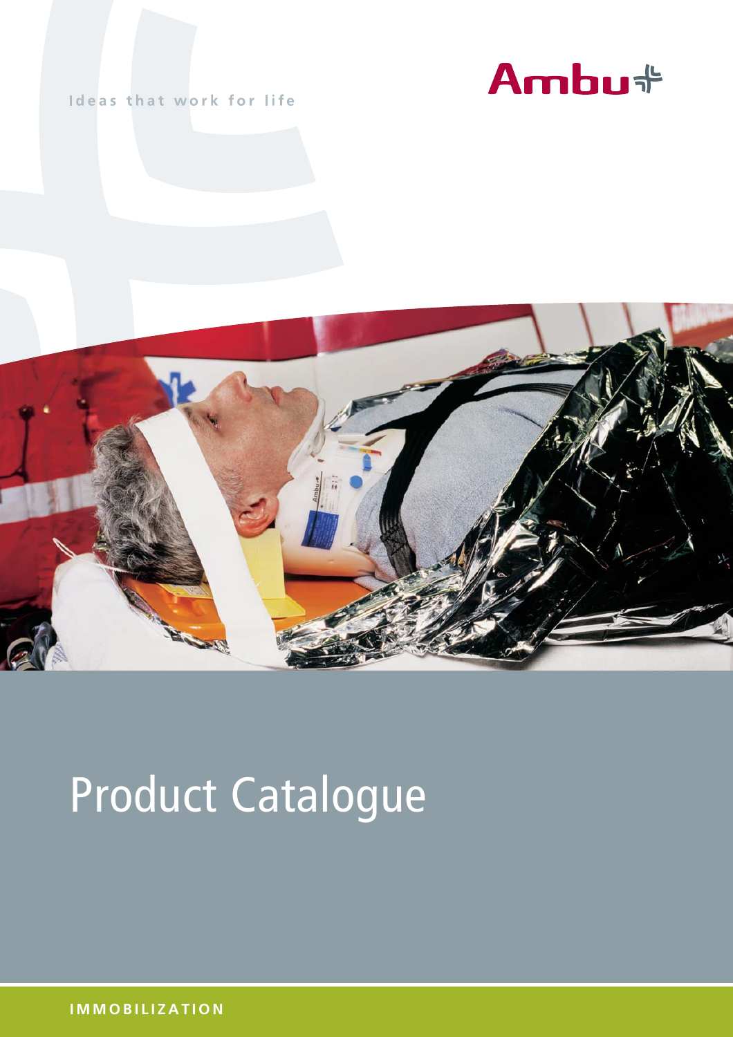Ideas that work for life

Ambu

# Product Catalogue

**IMMOBILIZATION**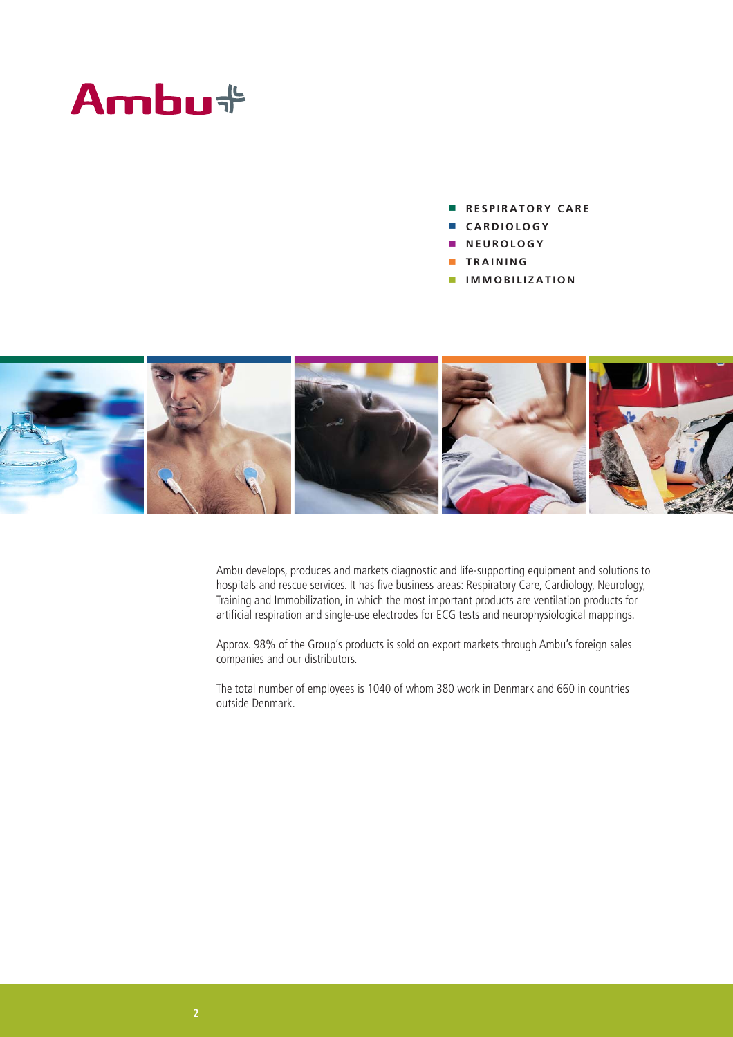# Ambu

- **RESPIRATORY CARE**
- **CARDIOLOGY**
- **NEUROLOGY**
- **TRAINING**
- **IMMOBILIZATION**

Ambu develops, produces and markets diagnostic and life-supporting equipment and solutions to hospitals and rescue services. It has five business areas: Respiratory Care, Cardiology, Neurology, Training and Immobilization, in which the most important products are ventilation products for artificial respiration and single-use electrodes for ECG tests and neurophysiological mappings.

Approx. 98% of the Group's products is sold on export markets through Ambu's foreign sales companies and our distributors.

The total number of employees is 1040 of whom 380 work in Denmark and 660 in countries outside Denmark.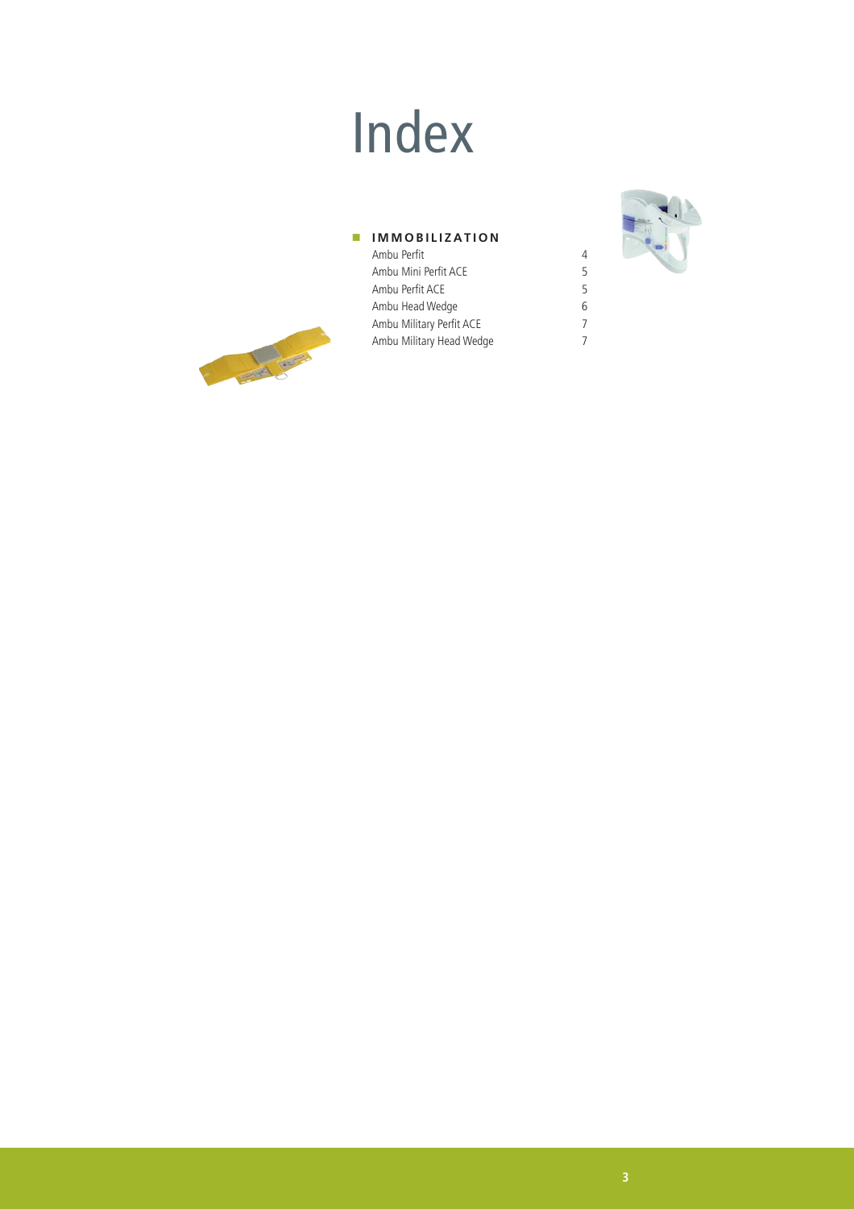# Index

## IMMOBILIZATION

| | |
|---|---|
| Ambu Perfit | 4 |
| Ambu Mini Perfit ACE | 5 |
| Ambu Perfit ACE | 5 |
| Ambu Head Wedge | 6 |
| Ambu Military Perfit ACE | 7 |
| Ambu Military Head Wedge | 7 |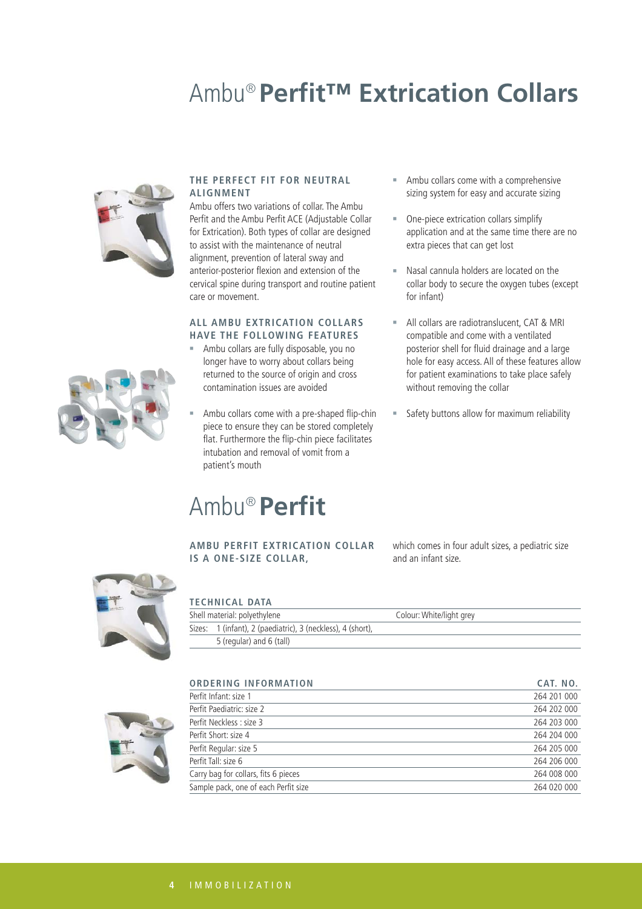# Ambu® **Perfit™ Extrication Collars**

### THE PERFECT FIT FOR NEUTRAL ALIGNMENT

Ambu offers two variations of collar. The Ambu Perfit and the Ambu Perfit ACE (Adjustable Collar for Extrication). Both types of collar are designed to assist with the maintenance of neutral alignment, prevention of lateral sway and anterior-posterior flexion and extension of the cervical spine during transport and routine patient care or movement.

### ALL AMBU EXTRICATION COLLARS HAVE THE FOLLOWING FEATURES

- Ambu collars are fully disposable, you no longer have to worry about collars being returned to the source of origin and cross contamination issues are avoided
- Ambu collars come with a pre-shaped flip-chin piece to ensure they can be stored completely flat. Furthermore the flip-chin piece facilitates intubation and removal of vomit from a patient's mouth
- Ambu collars come with a comprehensive sizing system for easy and accurate sizing
- One-piece extrication collars simplify application and at the same time there are no extra pieces that can get lost
- Nasal cannula holders are located on the collar body to secure the oxygen tubes (except for infant)
- All collars are radiotranslucent, CAT & MRI compatible and come with a ventilated posterior shell for fluid drainage and a large hole for easy access. All of these features allow for patient examinations to take place safely without removing the collar
- Safety buttons allow for maximum reliability

# Ambu® **Perfit**

### AMBU PERFIT EXTRICATION COLLAR IS A ONE-SIZE COLLAR,

which comes in four adult sizes, a pediatric size and an infant size.

### TECHNICAL DATA

| | |
|---|---|
| Shell material: polyethylene | Colour: White/light grey |
| Sizes: 1 (infant), 2 (paediatric), 3 (neckless), 4 (short), 5 (regular) and 6 (tall) | |

| ORDERING INFORMATION | CAT. NO. |
|---|---|
| Perfit Infant: size 1 | 264 201 000 |
| Perfit Paediatric: size 2 | 264 202 000 |
| Perfit Neckless : size 3 | 264 203 000 |
| Perfit Short: size 4 | 264 204 000 |
| Perfit Regular: size 5 | 264 205 000 |
| Perfit Tall: size 6 | 264 206 000 |
| Carry bag for collars, fits 6 pieces | 264 008 000 |
| Sample pack, one of each Perfit size | 264 020 000 |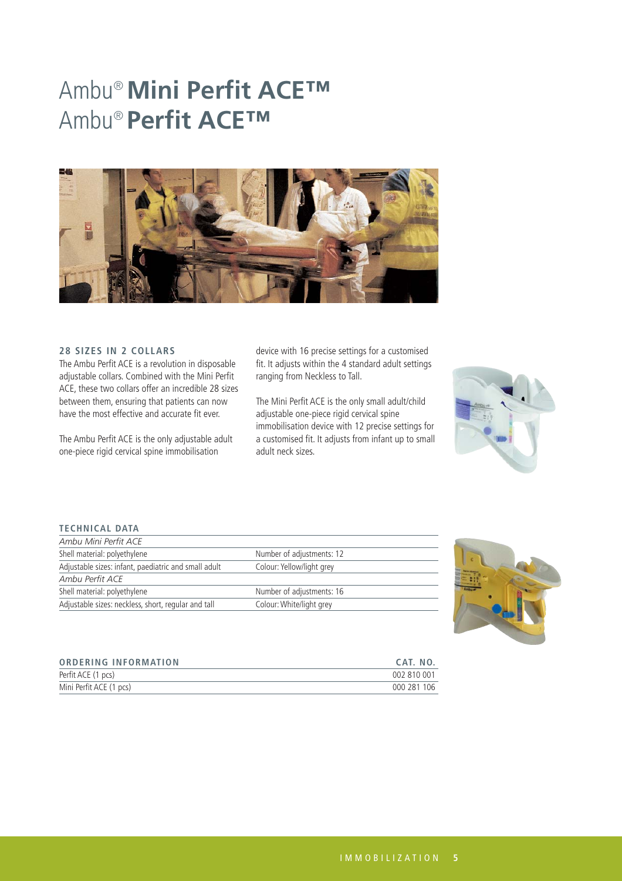# Ambu® **Mini Perfit ACE™**
# Ambu® **Perfit ACE™**

### 28 SIZES IN 2 COLLARS

The Ambu Perfit ACE is a revolution in disposable adjustable collars. Combined with the Mini Perfit ACE, these two collars offer an incredible 28 sizes between them, ensuring that patients can now have the most effective and accurate fit ever.

The Ambu Perfit ACE is the only adjustable adult one-piece rigid cervical spine immobilisation device with 16 precise settings for a customised fit. It adjusts within the 4 standard adult settings ranging from Neckless to Tall.

The Mini Perfit ACE is the only small adult/child adjustable one-piece rigid cervical spine immobilisation device with 12 precise settings for a customised fit. It adjusts from infant up to small adult neck sizes.

### TECHNICAL DATA

| | |
|---|---|
| *Ambu Mini Perfit ACE* | |
| Shell material: polyethylene | Number of adjustments: 12 |
| Adjustable sizes: infant, paediatric and small adult | Colour: Yellow/light grey |
| *Ambu Perfit ACE* | |
| Shell material: polyethylene | Number of adjustments: 16 |
| Adjustable sizes: neckless, short, regular and tall | Colour: White/light grey |

| ORDERING INFORMATION | CAT. NO. |
|---|---|
| Perfit ACE (1 pcs) | 002 810 001 |
| Mini Perfit ACE (1 pcs) | 000 281 106 |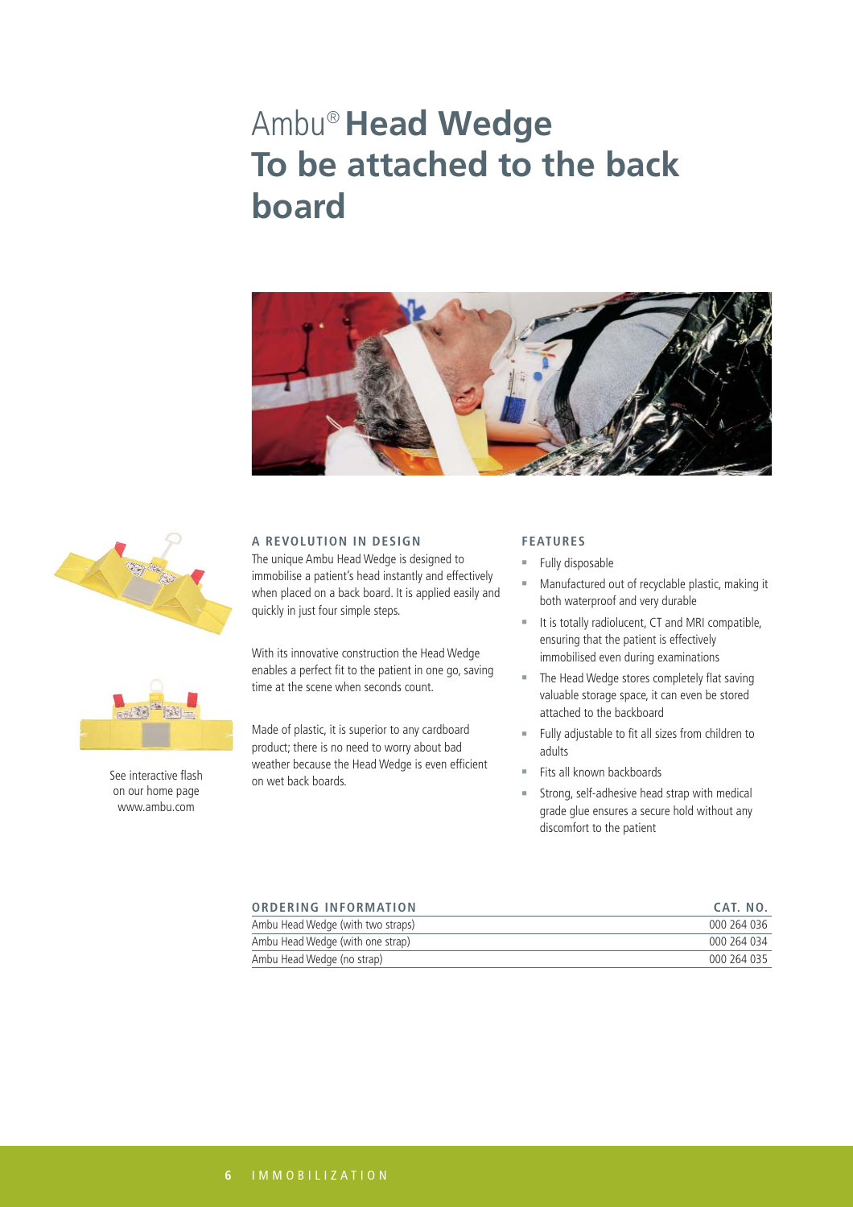# Ambu® **Head Wedge To be attached to the back board**

See interactive flash on our home page www.ambu.com

### A REVOLUTION IN DESIGN

The unique Ambu Head Wedge is designed to immobilise a patient's head instantly and effectively when placed on a back board. It is applied easily and quickly in just four simple steps.

With its innovative construction the Head Wedge enables a perfect fit to the patient in one go, saving time at the scene when seconds count.

Made of plastic, it is superior to any cardboard product; there is no need to worry about bad weather because the Head Wedge is even efficient on wet back boards.

### FEATURES

- Fully disposable
- Manufactured out of recyclable plastic, making it both waterproof and very durable
- It is totally radiolucent, CT and MRI compatible, ensuring that the patient is effectively immobilised even during examinations
- The Head Wedge stores completely flat saving valuable storage space, it can even be stored attached to the backboard
- Fully adjustable to fit all sizes from children to adults
- Fits all known backboards
- Strong, self-adhesive head strap with medical grade glue ensures a secure hold without any discomfort to the patient

| ORDERING INFORMATION | CAT. NO. |
|---|---|
| Ambu Head Wedge (with two straps) | 000 264 036 |
| Ambu Head Wedge (with one strap) | 000 264 034 |
| Ambu Head Wedge (no strap) | 000 264 035 |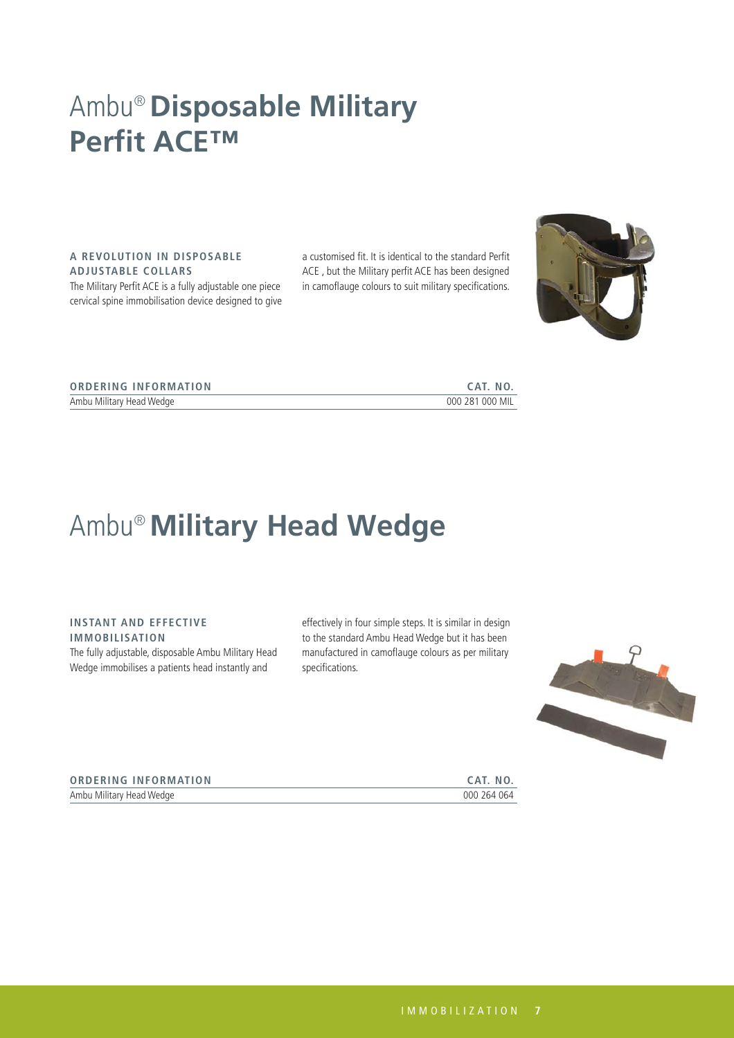# Ambu® **Disposable Military Perfit ACE™**

**A REVOLUTION IN DISPOSABLE ADJUSTABLE COLLARS**

The Military Perfit ACE is a fully adjustable one piece cervical spine immobilisation device designed to give a customised fit. It is identical to the standard Perfit ACE , but the Military perfit ACE has been designed in camoflauge colours to suit military specifications.

| ORDERING INFORMATION | CAT. NO. |
| --- | --- |
| Ambu Military Head Wedge | 000 281 000 MIL |

# Ambu® **Military Head Wedge**

**INSTANT AND EFFECTIVE IMMOBILISATION**

The fully adjustable, disposable Ambu Military Head Wedge immobilises a patients head instantly and effectively in four simple steps. It is similar in design to the standard Ambu Head Wedge but it has been manufactured in camoflauge colours as per military specifications.

| ORDERING INFORMATION | CAT. NO. |
| --- | --- |
| Ambu Military Head Wedge | 000 264 064 |